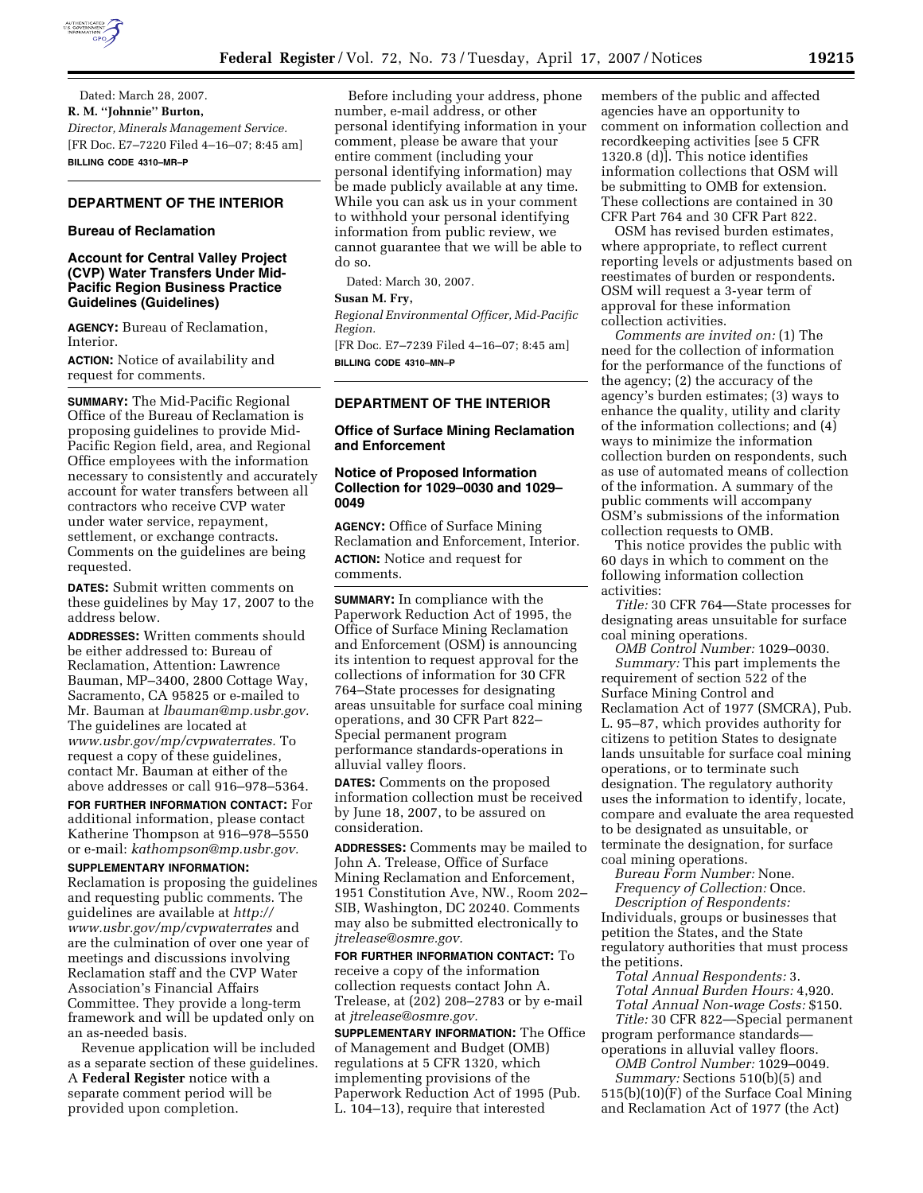Dated: March 28, 2007.

**R. M. "Johnnie" Burton,**

*Director, Minerals Management Service.*

[FR Doc. E7–7220 Filed 4–16–07; 8:45 am]

**BILLING CODE 4310–MR–P**

## DEPARTMENT OF THE INTERIOR

### Bureau of Reclamation

### Account for Central Valley Project (CVP) Water Transfers Under Mid-Pacific Region Business Practice Guidelines (Guidelines)

**AGENCY:** Bureau of Reclamation, Interior.

**ACTION:** Notice of availability and request for comments.

**SUMMARY:** The Mid-Pacific Regional Office of the Bureau of Reclamation is proposing guidelines to provide Mid-Pacific Region field, area, and Regional Office employees with the information necessary to consistently and accurately account for water transfers between all contractors who receive CVP water under water service, repayment, settlement, or exchange contracts. Comments on the guidelines are being requested.

**DATES:** Submit written comments on these guidelines by May 17, 2007 to the address below.

**ADDRESSES:** Written comments should be either addressed to: Bureau of Reclamation, Attention: Lawrence Bauman, MP–3400, 2800 Cottage Way, Sacramento, CA 95825 or e-mailed to Mr. Bauman at *lbauman@mp.usbr.gov.* The guidelines are located at *www.usbr.gov/mp/cvpwaterrates.* To request a copy of these guidelines, contact Mr. Bauman at either of the above addresses or call 916–978–5364.

**FOR FURTHER INFORMATION CONTACT:** For additional information, please contact Katherine Thompson at 916–978–5550 or e-mail: *kathompson@mp.usbr.gov.*

**SUPPLEMENTARY INFORMATION:** Reclamation is proposing the guidelines and requesting public comments. The guidelines are available at *http://www.usbr.gov/mp/cvpwaterrates* and are the culmination of over one year of meetings and discussions involving Reclamation staff and the CVP Water Association's Financial Affairs Committee. They provide a long-term framework and will be updated only on an as-needed basis.

Revenue application will be included as a separate section of these guidelines. A **Federal Register** notice with a separate comment period will be provided upon completion.

Before including your address, phone number, e-mail address, or other personal identifying information in your comment, please be aware that your entire comment (including your personal identifying information) may be made publicly available at any time. While you can ask us in your comment to withhold your personal identifying information from public review, we cannot guarantee that we will be able to do so.

Dated: March 30, 2007.

**Susan M. Fry,**

*Regional Environmental Officer, Mid-Pacific Region.*

[FR Doc. E7–7239 Filed 4–16–07; 8:45 am]

**BILLING CODE 4310–MN–P**

## DEPARTMENT OF THE INTERIOR

### Office of Surface Mining Reclamation and Enforcement

### Notice of Proposed Information Collection for 1029–0030 and 1029–0049

**AGENCY:** Office of Surface Mining Reclamation and Enforcement, Interior.

**ACTION:** Notice and request for comments.

**SUMMARY:** In compliance with the Paperwork Reduction Act of 1995, the Office of Surface Mining Reclamation and Enforcement (OSM) is announcing its intention to request approval for the collections of information for 30 CFR 764–State processes for designating areas unsuitable for surface coal mining operations, and 30 CFR Part 822–Special permanent program performance standards-operations in alluvial valley floors.

**DATES:** Comments on the proposed information collection must be received by June 18, 2007, to be assured on consideration.

**ADDRESSES:** Comments may be mailed to John A. Trelease, Office of Surface Mining Reclamation and Enforcement, 1951 Constitution Ave, NW., Room 202–SIB, Washington, DC 20240. Comments may also be submitted electronically to *jtrelease@osmre.gov.*

**FOR FURTHER INFORMATION CONTACT:** To receive a copy of the information collection requests contact John A. Trelease, at (202) 208–2783 or by e-mail at *jtrelease@osmre.gov.*

**SUPPLEMENTARY INFORMATION:** The Office of Management and Budget (OMB) regulations at 5 CFR 1320, which implementing provisions of the Paperwork Reduction Act of 1995 (Pub. L. 104–13), require that interested members of the public and affected agencies have an opportunity to comment on information collection and recordkeeping activities [see 5 CFR 1320.8 (d)]. This notice identifies information collections that OSM will be submitting to OMB for extension. These collections are contained in 30 CFR Part 764 and 30 CFR Part 822.

OSM has revised burden estimates, where appropriate, to reflect current reporting levels or adjustments based on reestimates of burden or respondents. OSM will request a 3-year term of approval for these information collection activities.

*Comments are invited on:* (1) The need for the collection of information for the performance of the functions of the agency; (2) the accuracy of the agency's burden estimates; (3) ways to enhance the quality, utility and clarity of the information collections; and (4) ways to minimize the information collection burden on respondents, such as use of automated means of collection of the information. A summary of the public comments will accompany OSM's submissions of the information collection requests to OMB.

This notice provides the public with 60 days in which to comment on the following information collection activities:

*Title:* 30 CFR 764—State processes for designating areas unsuitable for surface coal mining operations.

*OMB Control Number:* 1029–0030.

*Summary:* This part implements the requirement of section 522 of the Surface Mining Control and Reclamation Act of 1977 (SMCRA), Pub. L. 95–87, which provides authority for citizens to petition States to designate lands unsuitable for surface coal mining operations, or to terminate such designation. The regulatory authority uses the information to identify, locate, compare and evaluate the area requested to be designated as unsuitable, or terminate the designation, for surface coal mining operations.

*Bureau Form Number:* None.

*Frequency of Collection:* Once.

*Description of Respondents:* Individuals, groups or businesses that petition the States, and the State regulatory authorities that must process the petitions.

*Total Annual Respondents:* 3.

*Total Annual Burden Hours:* 4,920.

*Total Annual Non-wage Costs:* $150.

*Title:* 30 CFR 822—Special permanent program performance standards—operations in alluvial valley floors.

*OMB Control Number:* 1029–0049.

*Summary:* Sections 510(b)(5) and 515(b)(10)(F) of the Surface Coal Mining and Reclamation Act of 1977 (the Act)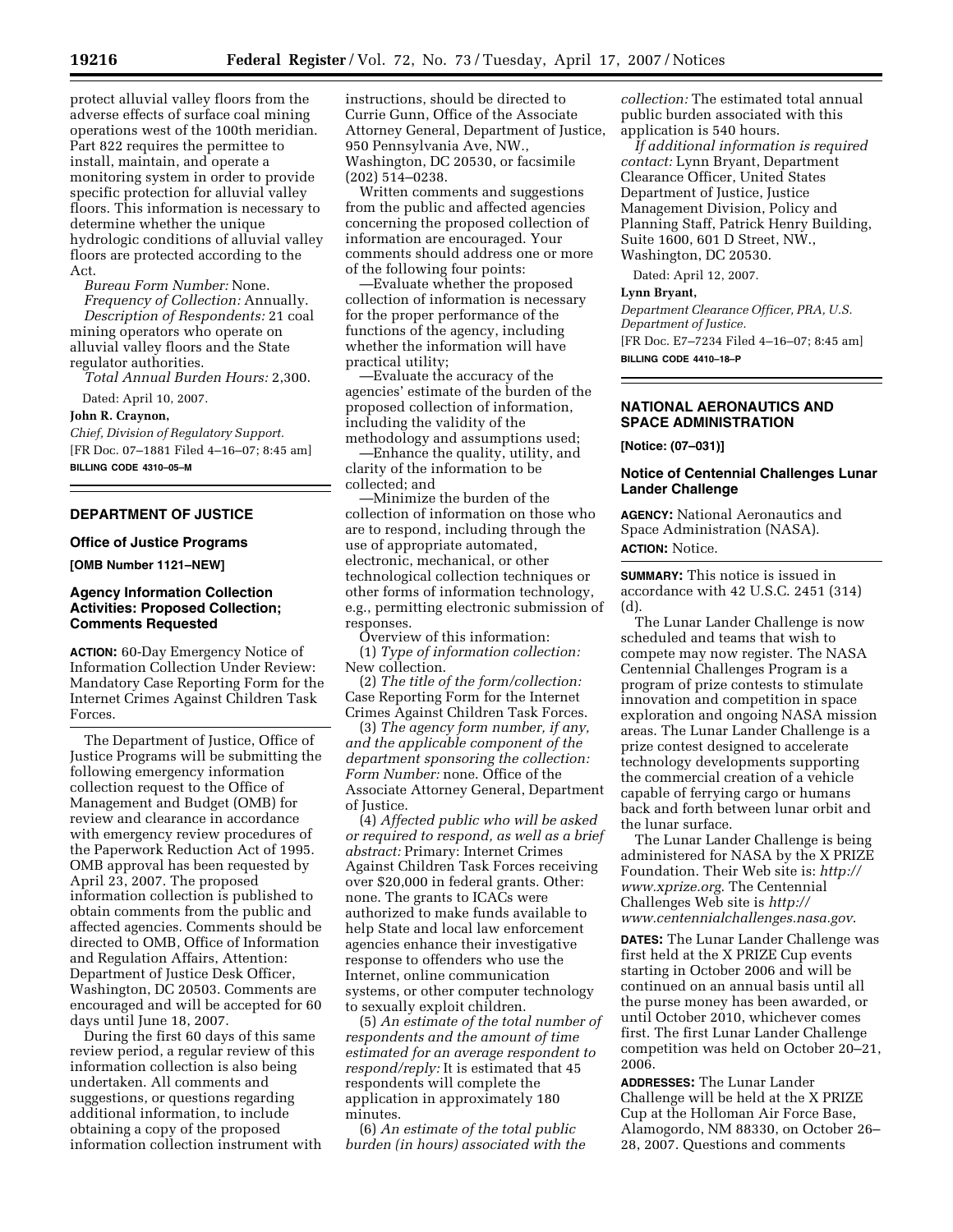protect alluvial valley floors from the adverse effects of surface coal mining operations west of the 100th meridian. Part 822 requires the permittee to install, maintain, and operate a monitoring system in order to provide specific protection for alluvial valley floors. This information is necessary to determine whether the unique hydrologic conditions of alluvial valley floors are protected according to the Act.

*Bureau Form Number:* None.

*Frequency of Collection:* Annually.

*Description of Respondents:* 21 coal mining operators who operate on alluvial valley floors and the State regulator authorities.

*Total Annual Burden Hours:* 2,300.

Dated: April 10, 2007.

**John R. Craynon,**

*Chief, Division of Regulatory Support.*

[FR Doc. 07–1881 Filed 4–16–07; 8:45 am]

**BILLING CODE 4310–05–M**

## DEPARTMENT OF JUSTICE

### Office of Justice Programs

**[OMB Number 1121–NEW]**

### Agency Information Collection Activities: Proposed Collection; Comments Requested

**ACTION:** 60-Day Emergency Notice of Information Collection Under Review: Mandatory Case Reporting Form for the Internet Crimes Against Children Task Forces.

The Department of Justice, Office of Justice Programs will be submitting the following emergency information collection request to the Office of Management and Budget (OMB) for review and clearance in accordance with emergency review procedures of the Paperwork Reduction Act of 1995. OMB approval has been requested by April 23, 2007. The proposed information collection is published to obtain comments from the public and affected agencies. Comments should be directed to OMB, Office of Information and Regulation Affairs, Attention: Department of Justice Desk Officer, Washington, DC 20503. Comments are encouraged and will be accepted for 60 days until June 18, 2007.

During the first 60 days of this same review period, a regular review of this information collection is also being undertaken. All comments and suggestions, or questions regarding additional information, to include obtaining a copy of the proposed information collection instrument with instructions, should be directed to Currie Gunn, Office of the Associate Attorney General, Department of Justice, 950 Pennsylvania Ave, NW., Washington, DC 20530, or facsimile (202) 514–0238.

Written comments and suggestions from the public and affected agencies concerning the proposed collection of information are encouraged. Your comments should address one or more of the following four points:

—Evaluate whether the proposed collection of information is necessary for the proper performance of the functions of the agency, including whether the information will have practical utility;

—Evaluate the accuracy of the agencies' estimate of the burden of the proposed collection of information, including the validity of the methodology and assumptions used;

—Enhance the quality, utility, and clarity of the information to be collected; and

—Minimize the burden of the collection of information on those who are to respond, including through the use of appropriate automated, electronic, mechanical, or other technological collection techniques or other forms of information technology, e.g., permitting electronic submission of responses.

Overview of this information:

(1) *Type of information collection:* New collection.

(2) *The title of the form/collection:* Case Reporting Form for the Internet Crimes Against Children Task Forces.

(3) *The agency form number, if any, and the applicable component of the department sponsoring the collection: Form Number:* none. Office of the Associate Attorney General, Department of Justice.

(4) *Affected public who will be asked or required to respond, as well as a brief abstract:* Primary: Internet Crimes Against Children Task Forces receiving over $20,000 in federal grants. Other: none. The grants to ICACs were authorized to make funds available to help State and local law enforcement agencies enhance their investigative response to offenders who use the Internet, online communication systems, or other computer technology to sexually exploit children.

(5) *An estimate of the total number of respondents and the amount of time estimated for an average respondent to respond/reply:* It is estimated that 45 respondents will complete the application in approximately 180 minutes.

(6) *An estimate of the total public burden (in hours) associated with the collection:* The estimated total annual public burden associated with this application is 540 hours.

*If additional information is required contact:* Lynn Bryant, Department Clearance Officer, United States Department of Justice, Justice Management Division, Policy and Planning Staff, Patrick Henry Building, Suite 1600, 601 D Street, NW., Washington, DC 20530.

Dated: April 12, 2007.

**Lynn Bryant,**

*Department Clearance Officer, PRA, U.S. Department of Justice.*

[FR Doc. E7–7234 Filed 4–16–07; 8:45 am]

**BILLING CODE 4410–18–P**

## NATIONAL AERONAUTICS AND SPACE ADMINISTRATION

**[Notice: (07–031)]**

### Notice of Centennial Challenges Lunar Lander Challenge

**AGENCY:** National Aeronautics and Space Administration (NASA).

**ACTION:** Notice.

**SUMMARY:** This notice is issued in accordance with 42 U.S.C. 2451 (314) (d).

The Lunar Lander Challenge is now scheduled and teams that wish to compete may now register. The NASA Centennial Challenges Program is a program of prize contests to stimulate innovation and competition in space exploration and ongoing NASA mission areas. The Lunar Lander Challenge is a prize contest designed to accelerate technology developments supporting the commercial creation of a vehicle capable of ferrying cargo or humans back and forth between lunar orbit and the lunar surface.

The Lunar Lander Challenge is being administered for NASA by the X PRIZE Foundation. Their Web site is: *http://www.xprize.org*. The Centennial Challenges Web site is *http://www.centennialchallenges.nasa.gov*.

**DATES:** The Lunar Lander Challenge was first held at the X PRIZE Cup events starting in October 2006 and will be continued on an annual basis until all the purse money has been awarded, or until October 2010, whichever comes first. The first Lunar Lander Challenge competition was held on October 20–21, 2006.

**ADDRESSES:** The Lunar Lander Challenge will be held at the X PRIZE Cup at the Holloman Air Force Base, Alamogordo, NM 88330, on October 26–28, 2007. Questions and comments